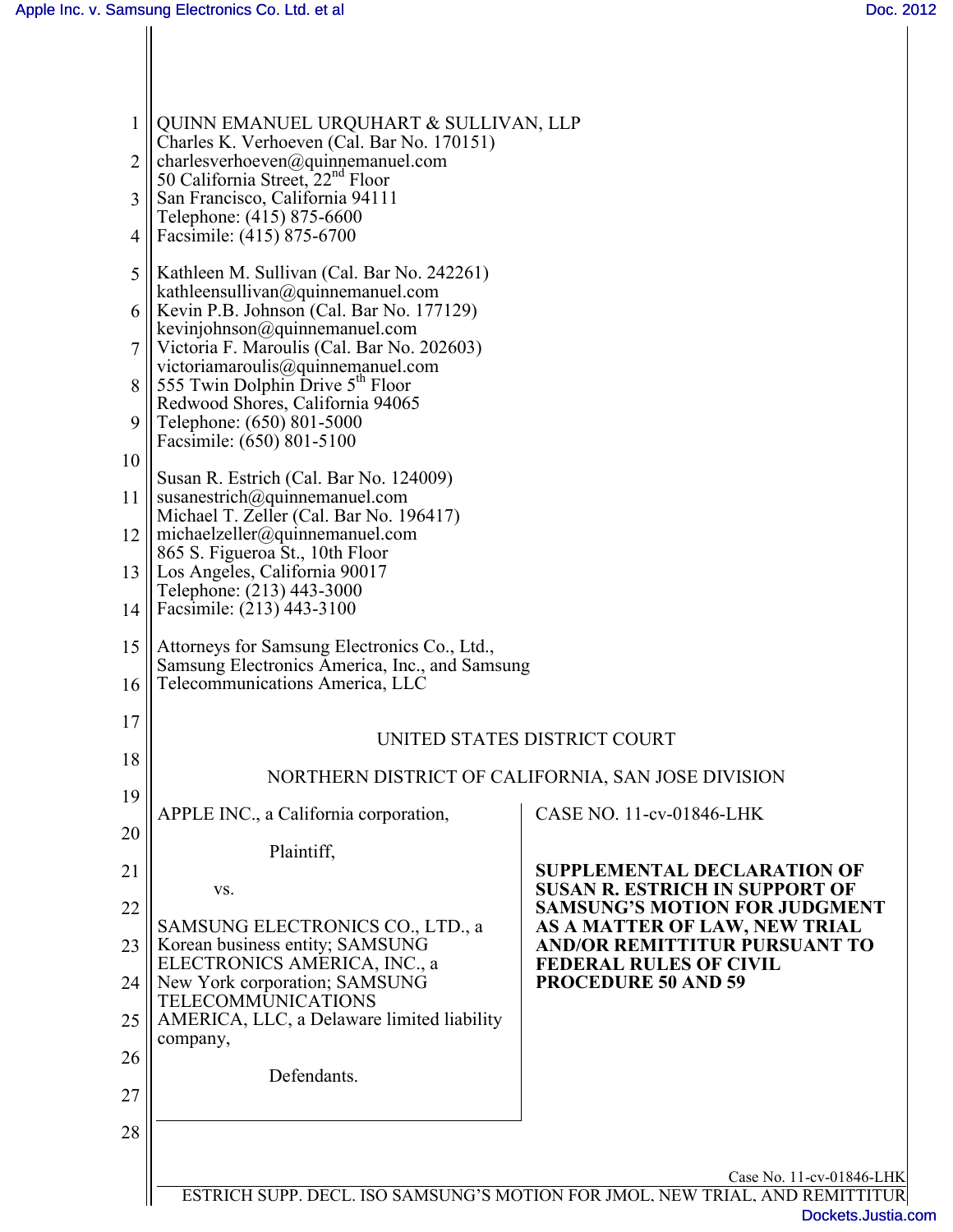QUINN EMANUEL URQUHART & SULLIVAN, LLP
Charles K. Verhoeven (Cal. Bar No. 170151)
charlesverhoeven@quinnemanuel.com
50 California Street, 22nd Floor
San Francisco, California 94111
Telephone: (415) 875-6600
Facsimile: (415) 875-6700

Kathleen M. Sullivan (Cal. Bar No. 242261)
kathleensullivan@quinnemanuel.com
Kevin P.B. Johnson (Cal. Bar No. 177129)
kevinjohnson@quinnemanuel.com
Victoria F. Maroulis (Cal. Bar No. 202603)
victoriamaroulis@quinnemanuel.com
555 Twin Dolphin Drive 5th Floor
Redwood Shores, California 94065
Telephone: (650) 801-5000
Facsimile: (650) 801-5100

Susan R. Estrich (Cal. Bar No. 124009)
susanestrich@quinnemanuel.com
Michael T. Zeller (Cal. Bar No. 196417)
michaelzeller@quinnemanuel.com
865 S. Figueroa St., 10th Floor
Los Angeles, California 90017
Telephone: (213) 443-3000
Facsimile: (213) 443-3100

Attorneys for Samsung Electronics Co., Ltd., Samsung Electronics America, Inc., and Samsung Telecommunications America, LLC

UNITED STATES DISTRICT COURT

NORTHERN DISTRICT OF CALIFORNIA, SAN JOSE DIVISION

| | |
|---|---|
| APPLE INC., a California corporation,<br><br>Plaintiff,<br><br>vs.<br><br>SAMSUNG ELECTRONICS CO., LTD., a Korean business entity; SAMSUNG ELECTRONICS AMERICA, INC., a New York corporation; SAMSUNG TELECOMMUNICATIONS AMERICA, LLC, a Delaware limited liability company,<br><br>Defendants. | CASE NO. 11-cv-01846-LHK<br><br>**SUPPLEMENTAL DECLARATION OF SUSAN R. ESTRICH IN SUPPORT OF SAMSUNG'S MOTION FOR JUDGMENT AS A MATTER OF LAW, NEW TRIAL AND/OR REMITTITUR PURSUANT TO FEDERAL RULES OF CIVIL PROCEDURE 50 AND 59** |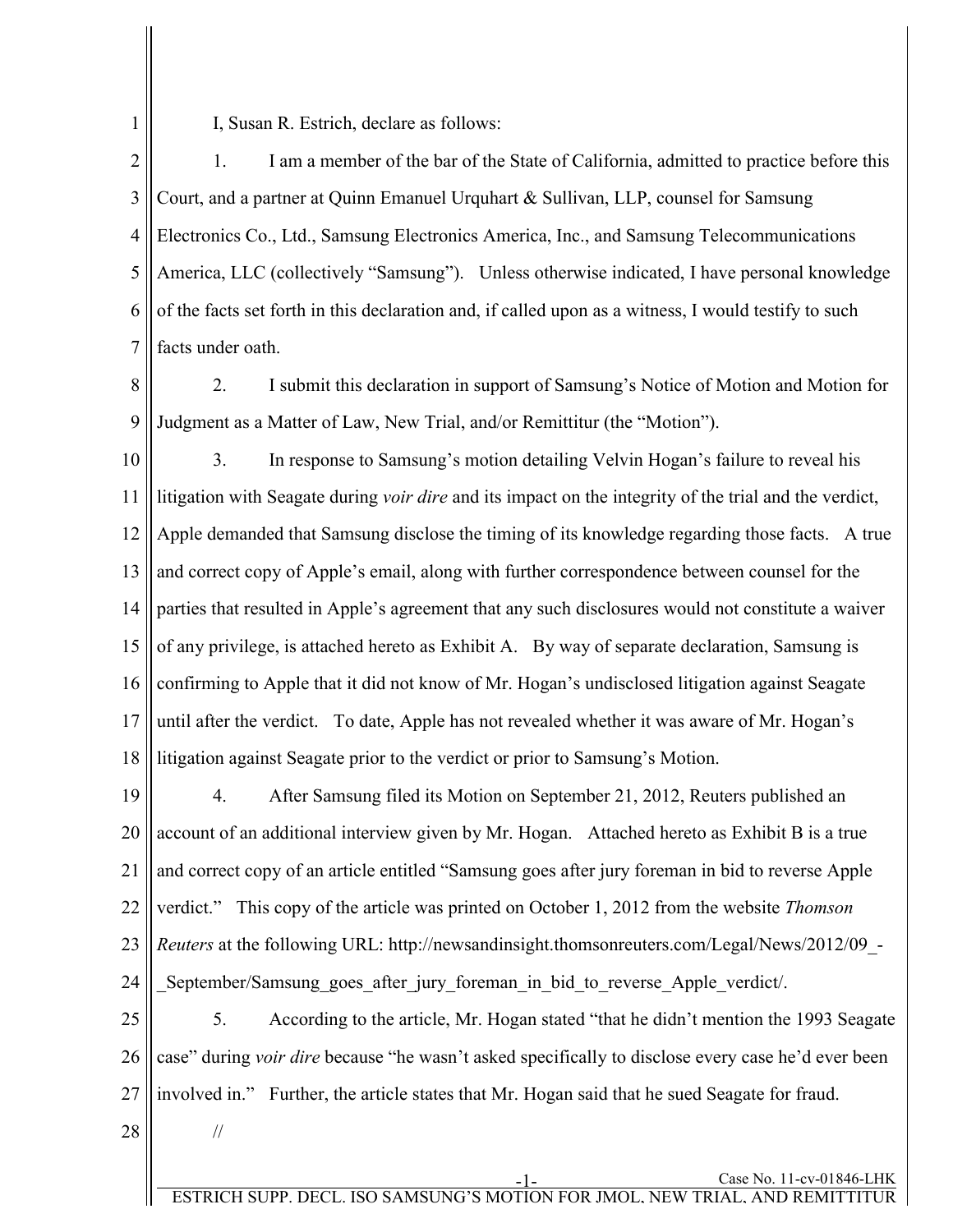I, Susan R. Estrich, declare as follows:

1. I am a member of the bar of the State of California, admitted to practice before this Court, and a partner at Quinn Emanuel Urquhart & Sullivan, LLP, counsel for Samsung Electronics Co., Ltd., Samsung Electronics America, Inc., and Samsung Telecommunications America, LLC (collectively "Samsung"). Unless otherwise indicated, I have personal knowledge of the facts set forth in this declaration and, if called upon as a witness, I would testify to such facts under oath.

2. I submit this declaration in support of Samsung's Notice of Motion and Motion for Judgment as a Matter of Law, New Trial, and/or Remittitur (the "Motion").

3. In response to Samsung's motion detailing Velvin Hogan's failure to reveal his litigation with Seagate during *voir dire* and its impact on the integrity of the trial and the verdict, Apple demanded that Samsung disclose the timing of its knowledge regarding those facts. A true and correct copy of Apple's email, along with further correspondence between counsel for the parties that resulted in Apple's agreement that any such disclosures would not constitute a waiver of any privilege, is attached hereto as Exhibit A. By way of separate declaration, Samsung is confirming to Apple that it did not know of Mr. Hogan's undisclosed litigation against Seagate until after the verdict. To date, Apple has not revealed whether it was aware of Mr. Hogan's litigation against Seagate prior to the verdict or prior to Samsung's Motion.

4. After Samsung filed its Motion on September 21, 2012, Reuters published an account of an additional interview given by Mr. Hogan. Attached hereto as Exhibit B is a true and correct copy of an article entitled "Samsung goes after jury foreman in bid to reverse Apple verdict." This copy of the article was printed on October 1, 2012 from the website *Thomson Reuters* at the following URL: http://newsandinsight.thomsonreuters.com/Legal/News/2012/09_-_September/Samsung_goes_after_jury_foreman_in_bid_to_reverse_Apple_verdict/.

5. According to the article, Mr. Hogan stated "that he didn't mention the 1993 Seagate case" during *voir dire* because "he wasn't asked specifically to disclose every case he'd ever been involved in." Further, the article states that Mr. Hogan said that he sued Seagate for fraud.

//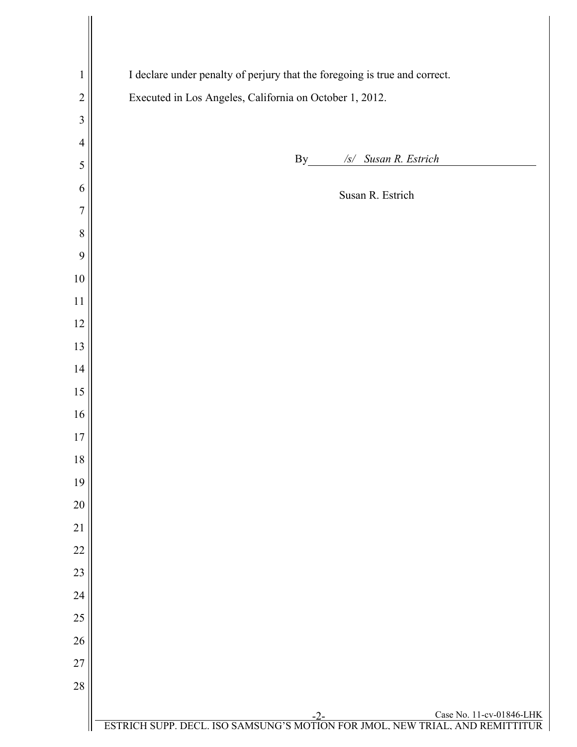I declare under penalty of perjury that the foregoing is true and correct.

Executed in Los Angeles, California on October 1, 2012.

By *<u>/s/ Susan R. Estrich</u>*

Susan R. Estrich